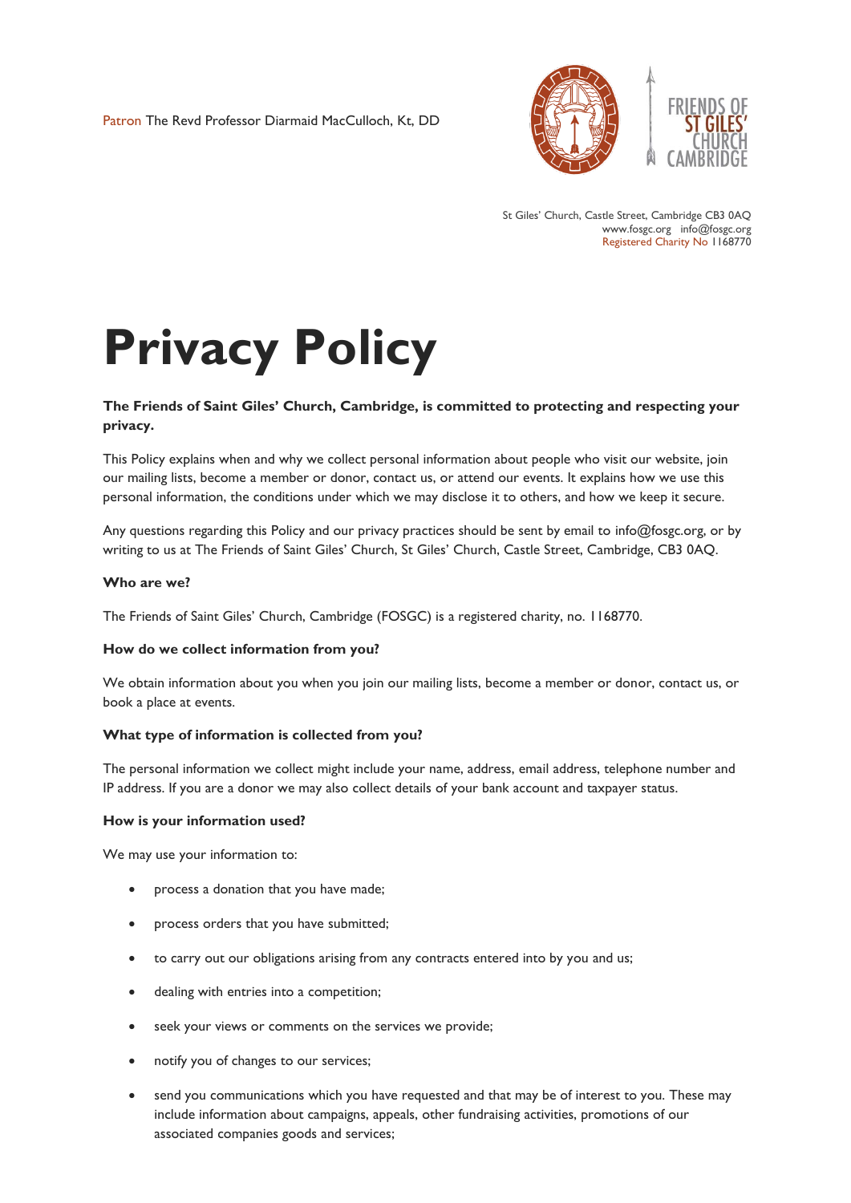Patron The Revd Professor Diarmaid MacCulloch, Kt, DD

FRIENDS OF ST GILES' CHURCH CAMBRIDGE

St Giles' Church, Castle Street, Cambridge CB3 0AQ
www.fosgc.org info@fosgc.org
Registered Charity No 1168770

# Privacy Policy

**The Friends of Saint Giles' Church, Cambridge, is committed to protecting and respecting your privacy.**

This Policy explains when and why we collect personal information about people who visit our website, join our mailing lists, become a member or donor, contact us, or attend our events. It explains how we use this personal information, the conditions under which we may disclose it to others, and how we keep it secure.

Any questions regarding this Policy and our privacy practices should be sent by email to info@fosgc.org, or by writing to us at The Friends of Saint Giles' Church, St Giles' Church, Castle Street, Cambridge, CB3 0AQ.

### Who are we?

The Friends of Saint Giles' Church, Cambridge (FOSGC) is a registered charity, no. 1168770.

### How do we collect information from you?

We obtain information about you when you join our mailing lists, become a member or donor, contact us, or book a place at events.

### What type of information is collected from you?

The personal information we collect might include your name, address, email address, telephone number and IP address. If you are a donor we may also collect details of your bank account and taxpayer status.

### How is your information used?

We may use your information to:

- process a donation that you have made;
- process orders that you have submitted;
- to carry out our obligations arising from any contracts entered into by you and us;
- dealing with entries into a competition;
- seek your views or comments on the services we provide;
- notify you of changes to our services;
- send you communications which you have requested and that may be of interest to you. These may include information about campaigns, appeals, other fundraising activities, promotions of our associated companies goods and services;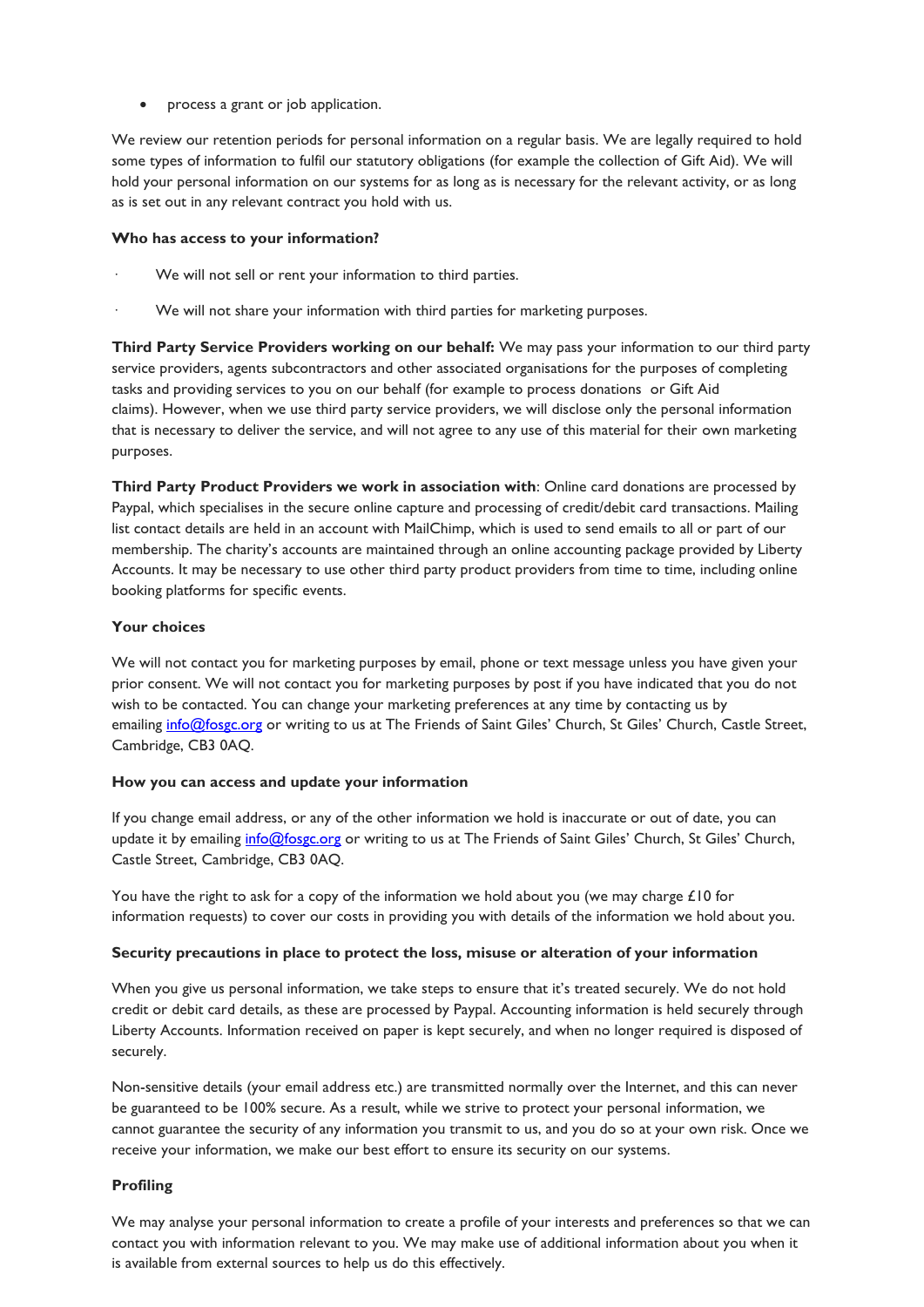- process a grant or job application.

We review our retention periods for personal information on a regular basis. We are legally required to hold some types of information to fulfil our statutory obligations (for example the collection of Gift Aid). We will hold your personal information on our systems for as long as is necessary for the relevant activity, or as long as is set out in any relevant contract you hold with us.

**Who has access to your information?**

- We will not sell or rent your information to third parties.
- We will not share your information with third parties for marketing purposes.

**Third Party Service Providers working on our behalf:** We may pass your information to our third party service providers, agents subcontractors and other associated organisations for the purposes of completing tasks and providing services to you on our behalf (for example to process donations or Gift Aid claims). However, when we use third party service providers, we will disclose only the personal information that is necessary to deliver the service, and will not agree to any use of this material for their own marketing purposes.

**Third Party Product Providers we work in association with**: Online card donations are processed by Paypal, which specialises in the secure online capture and processing of credit/debit card transactions. Mailing list contact details are held in an account with MailChimp, which is used to send emails to all or part of our membership. The charity's accounts are maintained through an online accounting package provided by Liberty Accounts. It may be necessary to use other third party product providers from time to time, including online booking platforms for specific events.

**Your choices**

We will not contact you for marketing purposes by email, phone or text message unless you have given your prior consent. We will not contact you for marketing purposes by post if you have indicated that you do not wish to be contacted. You can change your marketing preferences at any time by contacting us by emailing [info@fosgc.org](mailto:info@fosgc.org) or writing to us at The Friends of Saint Giles' Church, St Giles' Church, Castle Street, Cambridge, CB3 0AQ.

**How you can access and update your information**

If you change email address, or any of the other information we hold is inaccurate or out of date, you can update it by emailing [info@fosgc.org](mailto:info@fosgc.org) or writing to us at The Friends of Saint Giles' Church, St Giles' Church, Castle Street, Cambridge, CB3 0AQ.

You have the right to ask for a copy of the information we hold about you (we may charge £10 for information requests) to cover our costs in providing you with details of the information we hold about you.

**Security precautions in place to protect the loss, misuse or alteration of your information**

When you give us personal information, we take steps to ensure that it's treated securely. We do not hold credit or debit card details, as these are processed by Paypal. Accounting information is held securely through Liberty Accounts. Information received on paper is kept securely, and when no longer required is disposed of securely.

Non-sensitive details (your email address etc.) are transmitted normally over the Internet, and this can never be guaranteed to be 100% secure. As a result, while we strive to protect your personal information, we cannot guarantee the security of any information you transmit to us, and you do so at your own risk. Once we receive your information, we make our best effort to ensure its security on our systems.

**Profiling**

We may analyse your personal information to create a profile of your interests and preferences so that we can contact you with information relevant to you. We may make use of additional information about you when it is available from external sources to help us do this effectively.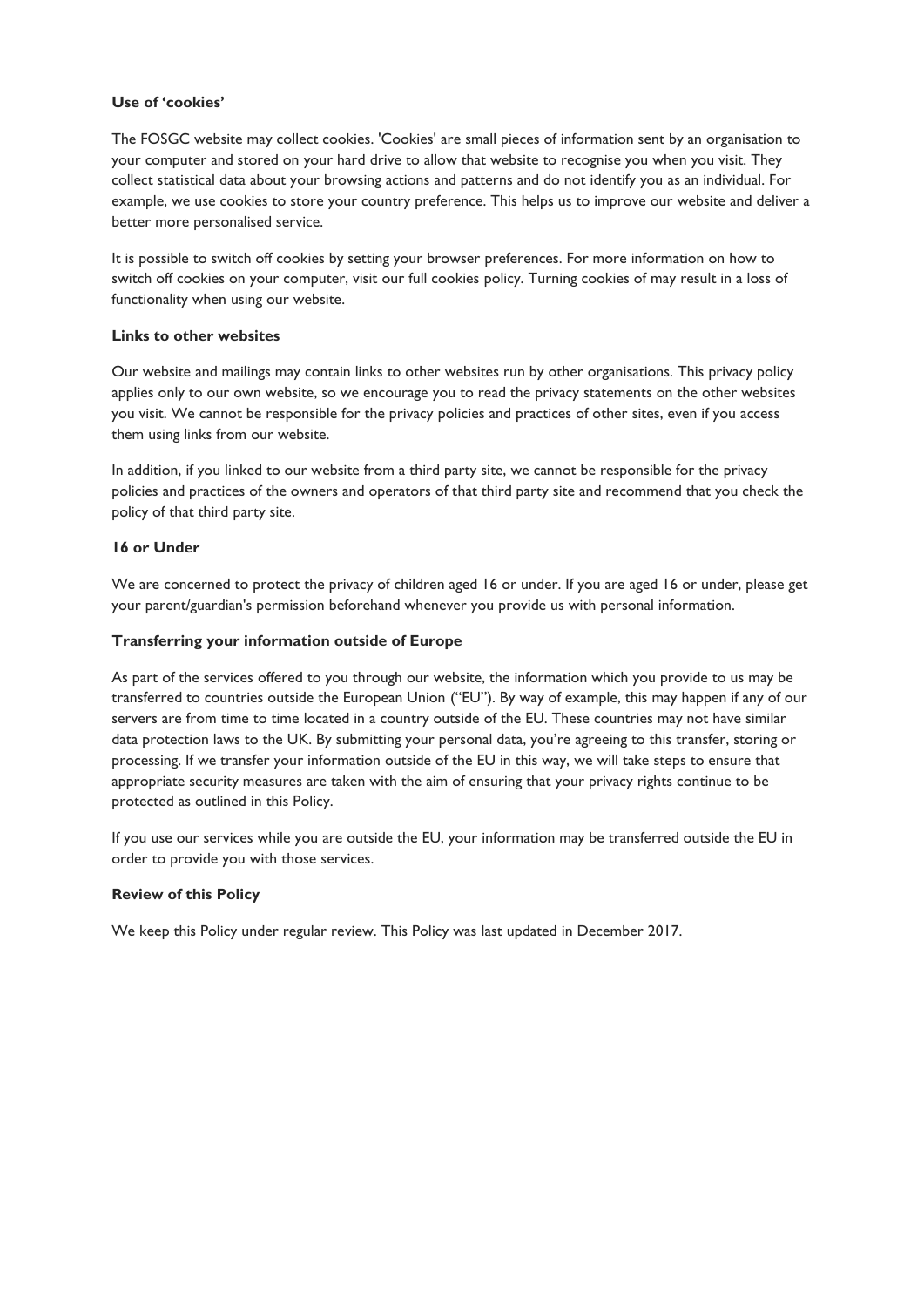**Use of 'cookies'**

The FOSGC website may collect cookies. 'Cookies' are small pieces of information sent by an organisation to your computer and stored on your hard drive to allow that website to recognise you when you visit. They collect statistical data about your browsing actions and patterns and do not identify you as an individual. For example, we use cookies to store your country preference. This helps us to improve our website and deliver a better more personalised service.

It is possible to switch off cookies by setting your browser preferences. For more information on how to switch off cookies on your computer, visit our full cookies policy. Turning cookies of may result in a loss of functionality when using our website.

**Links to other websites**

Our website and mailings may contain links to other websites run by other organisations. This privacy policy applies only to our own website, so we encourage you to read the privacy statements on the other websites you visit. We cannot be responsible for the privacy policies and practices of other sites, even if you access them using links from our website.

In addition, if you linked to our website from a third party site, we cannot be responsible for the privacy policies and practices of the owners and operators of that third party site and recommend that you check the policy of that third party site.

**16 or Under**

We are concerned to protect the privacy of children aged 16 or under. If you are aged 16 or under, please get your parent/guardian's permission beforehand whenever you provide us with personal information.

**Transferring your information outside of Europe**

As part of the services offered to you through our website, the information which you provide to us may be transferred to countries outside the European Union ("EU"). By way of example, this may happen if any of our servers are from time to time located in a country outside of the EU. These countries may not have similar data protection laws to the UK. By submitting your personal data, you're agreeing to this transfer, storing or processing. If we transfer your information outside of the EU in this way, we will take steps to ensure that appropriate security measures are taken with the aim of ensuring that your privacy rights continue to be protected as outlined in this Policy.

If you use our services while you are outside the EU, your information may be transferred outside the EU in order to provide you with those services.

**Review of this Policy**

We keep this Policy under regular review. This Policy was last updated in December 2017.